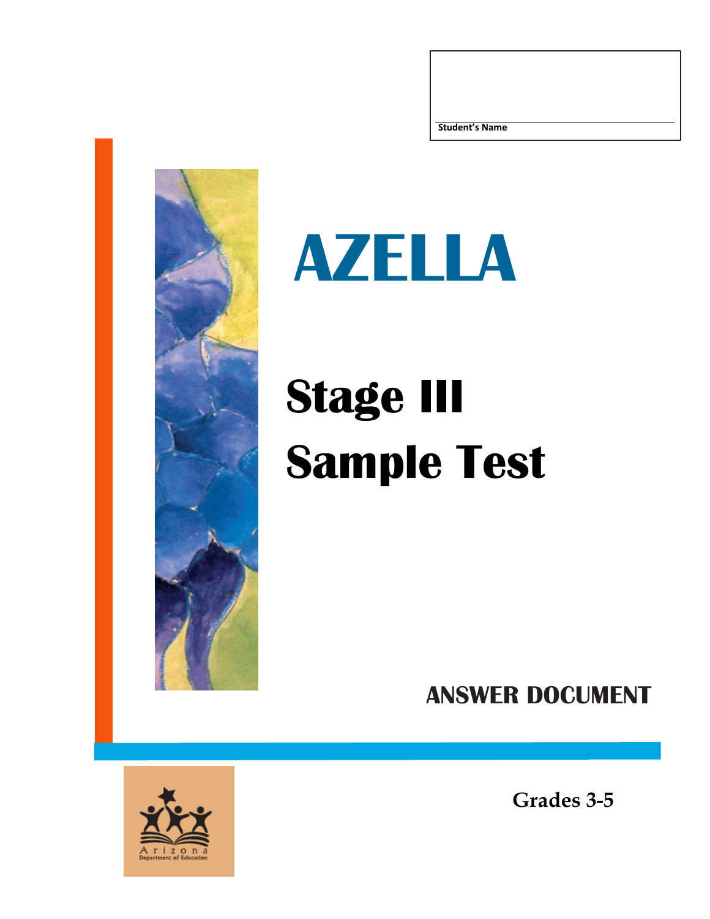Student's Name

# AZELLA

# Stage III
# Sample Test

## ANSWER DOCUMENT

Arizona Department of Education

**Grades 3-5**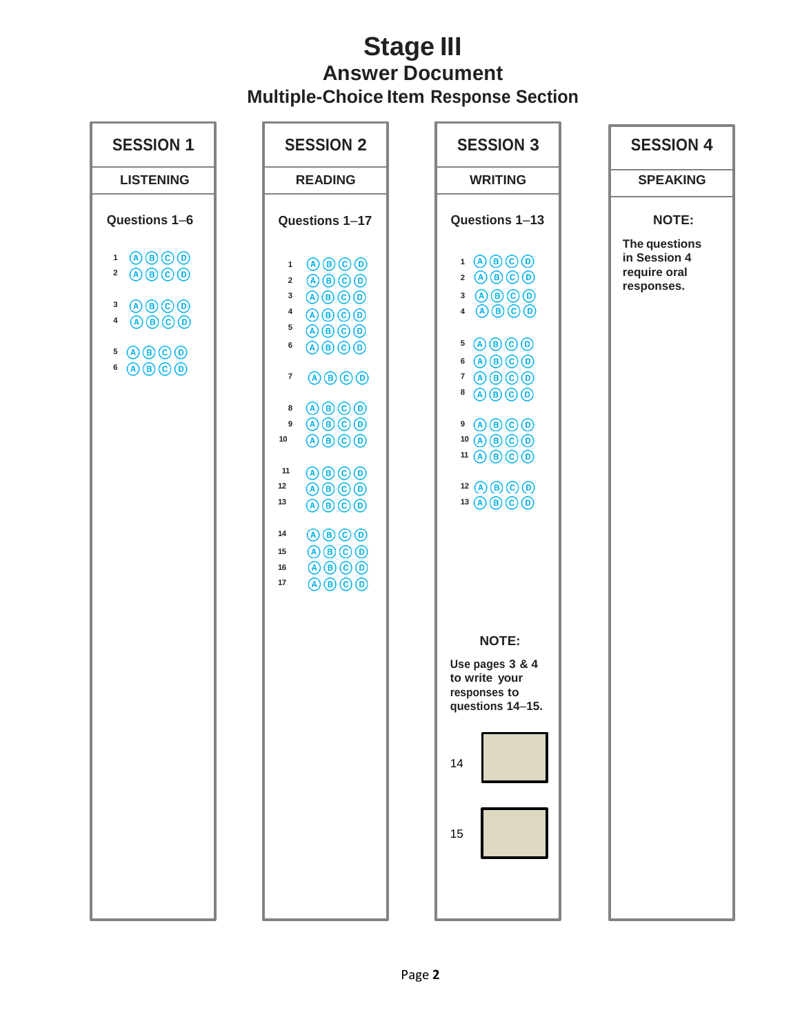# Stage III

## Answer Document

### Multiple-Choice Item Response Section

## SESSION 1

**LISTENING**

Questions 1–6

1 Ⓐ Ⓑ Ⓒ Ⓓ
2 Ⓐ Ⓑ Ⓒ Ⓓ

3 Ⓐ Ⓑ Ⓒ Ⓓ
4 Ⓐ Ⓑ Ⓒ Ⓓ

5 Ⓐ Ⓑ Ⓒ Ⓓ
6 Ⓐ Ⓑ Ⓒ Ⓓ

## SESSION 2

**READING**

Questions 1–17

1 Ⓐ Ⓑ Ⓒ Ⓓ
2 Ⓐ Ⓑ Ⓒ Ⓓ
3 Ⓐ Ⓑ Ⓒ Ⓓ
4 Ⓐ Ⓑ Ⓒ Ⓓ
5 Ⓐ Ⓑ Ⓒ Ⓓ
6 Ⓐ Ⓑ Ⓒ Ⓓ

7 Ⓐ Ⓑ Ⓒ Ⓓ

8 Ⓐ Ⓑ Ⓒ Ⓓ
9 Ⓐ Ⓑ Ⓒ Ⓓ
10 Ⓐ Ⓑ Ⓒ Ⓓ

11 Ⓐ Ⓑ Ⓒ Ⓓ
12 Ⓐ Ⓑ Ⓒ Ⓓ
13 Ⓐ Ⓑ Ⓒ Ⓓ

14 Ⓐ Ⓑ Ⓒ Ⓓ
15 Ⓐ Ⓑ Ⓒ Ⓓ
16 Ⓐ Ⓑ Ⓒ Ⓓ
17 Ⓐ Ⓑ Ⓒ Ⓓ

## SESSION 3

**WRITING**

Questions 1–13

1 Ⓐ Ⓑ Ⓒ Ⓓ
2 Ⓐ Ⓑ Ⓒ Ⓓ
3 Ⓐ Ⓑ Ⓒ Ⓓ
4 Ⓐ Ⓑ Ⓒ Ⓓ

5 Ⓐ Ⓑ Ⓒ Ⓓ
6 Ⓐ Ⓑ Ⓒ Ⓓ
7 Ⓐ Ⓑ Ⓒ Ⓓ
8 Ⓐ Ⓑ Ⓒ Ⓓ

9 Ⓐ Ⓑ Ⓒ Ⓓ
10 Ⓐ Ⓑ Ⓒ Ⓓ
11 Ⓐ Ⓑ Ⓒ Ⓓ

12 Ⓐ Ⓑ Ⓒ Ⓓ
13 Ⓐ Ⓑ Ⓒ Ⓓ

**NOTE:**

**Use pages 3 & 4 to write your responses to questions 14–15.**

14 ☐

15 ☐

## SESSION 4

**SPEAKING**

**NOTE:**

**The questions in Session 4 require oral responses.**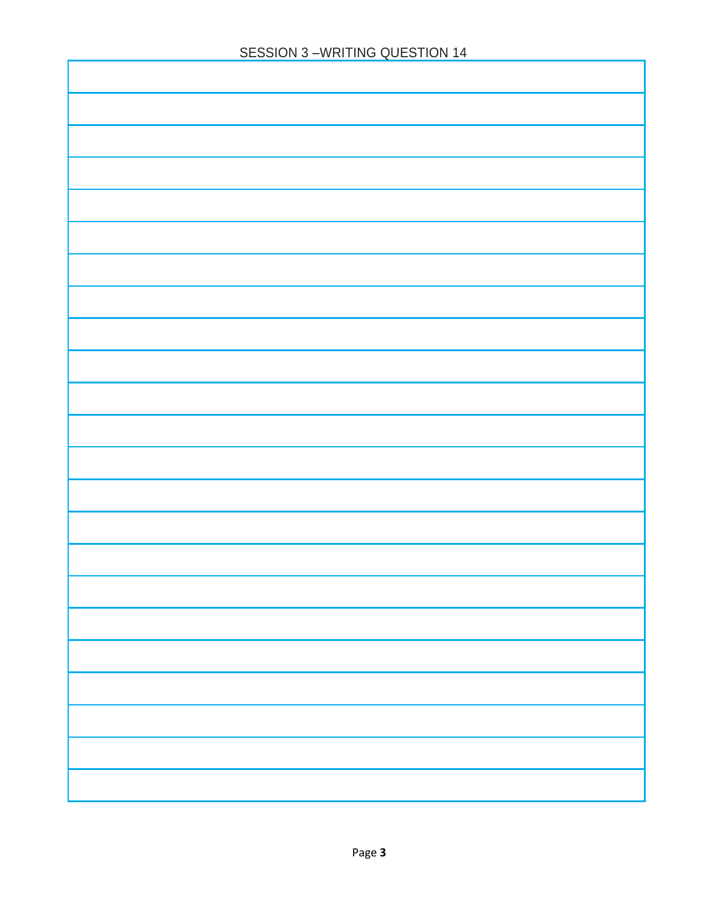SESSION 3 –WRITING QUESTION 14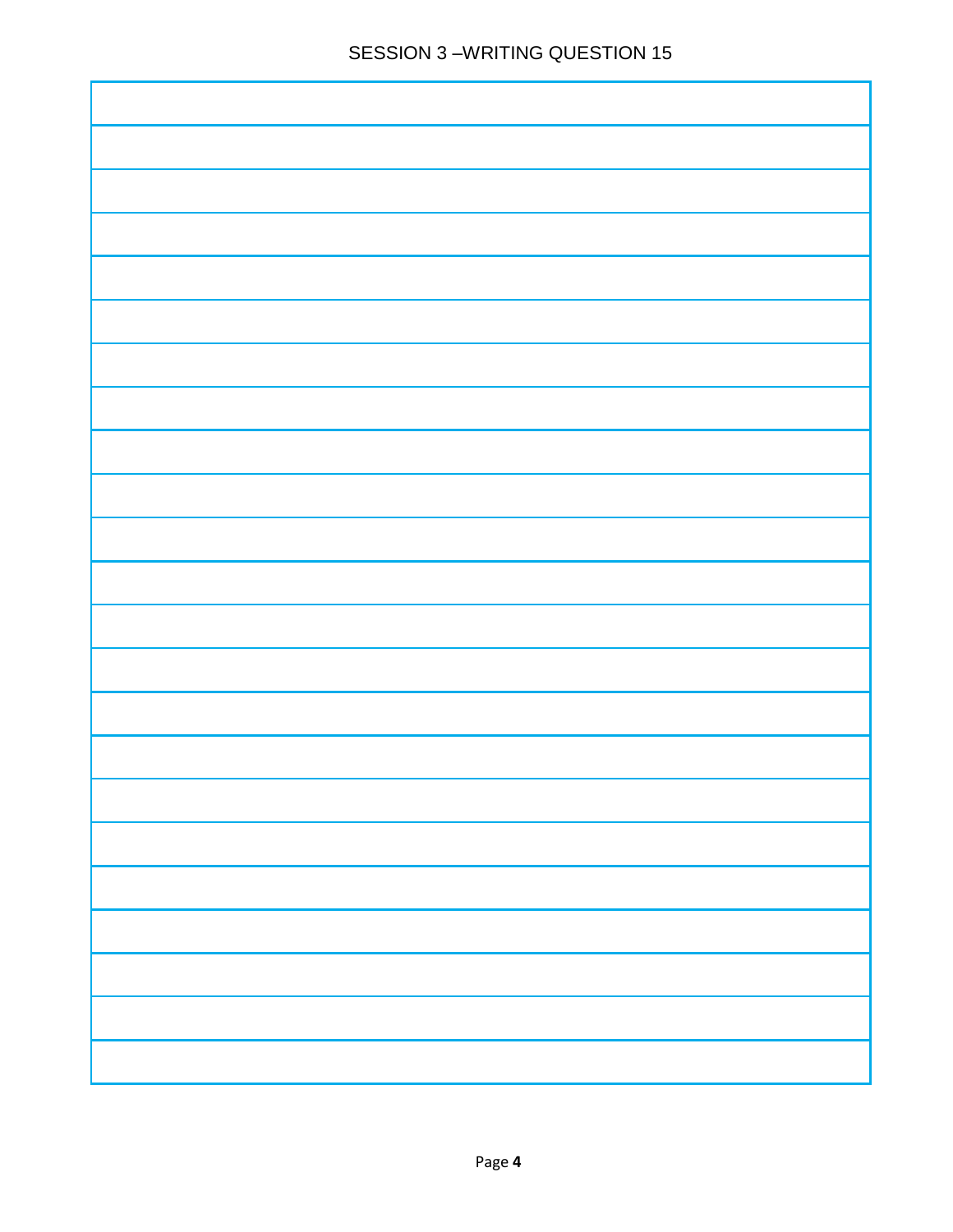SESSION 3 –WRITING QUESTION 15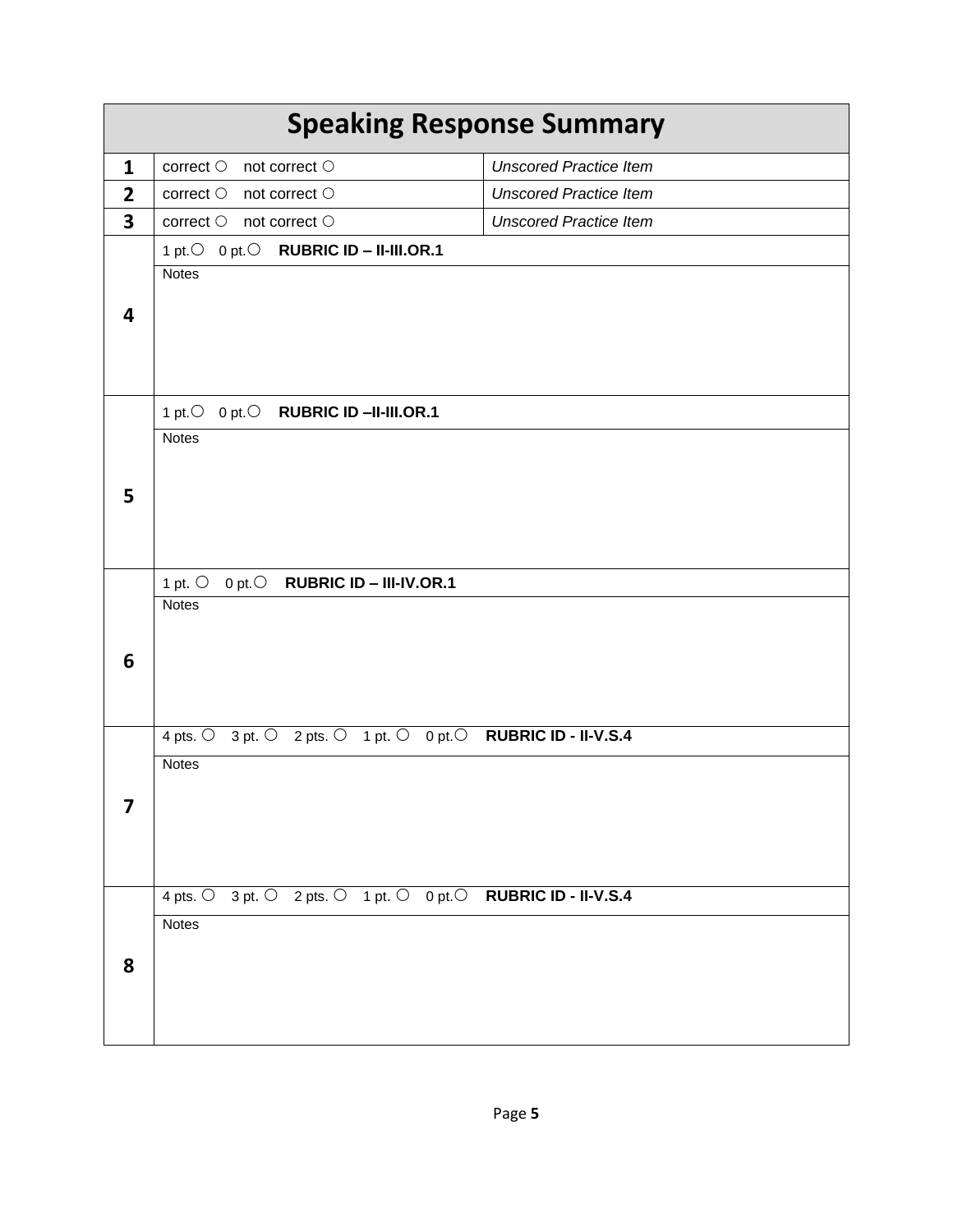# Speaking Response Summary

| | | |
|---|---|---|
| **1** | correct ○ not correct ○ | *Unscored Practice Item* |
| **2** | correct ○ not correct ○ | *Unscored Practice Item* |
| **3** | correct ○ not correct ○ | *Unscored Practice Item* |
| **4** | 1 pt.○ 0 pt.○ **RUBRIC ID – II-III.OR.1** | |
| | Notes | |
| **5** | 1 pt.○ 0 pt.○ **RUBRIC ID –II-III.OR.1** | |
| | Notes | |
| **6** | 1 pt. ○ 0 pt.○ **RUBRIC ID – III-IV.OR.1** | |
| | Notes | |
| **7** | 4 pts. ○ 3 pt. ○ 2 pts. ○ 1 pt. ○ 0 pt.○ **RUBRIC ID - II-V.S.4** | |
| | Notes | |
| **8** | 4 pts. ○ 3 pt. ○ 2 pts. ○ 1 pt. ○ 0 pt.○ **RUBRIC ID - II-V.S.4** | |
| | Notes | |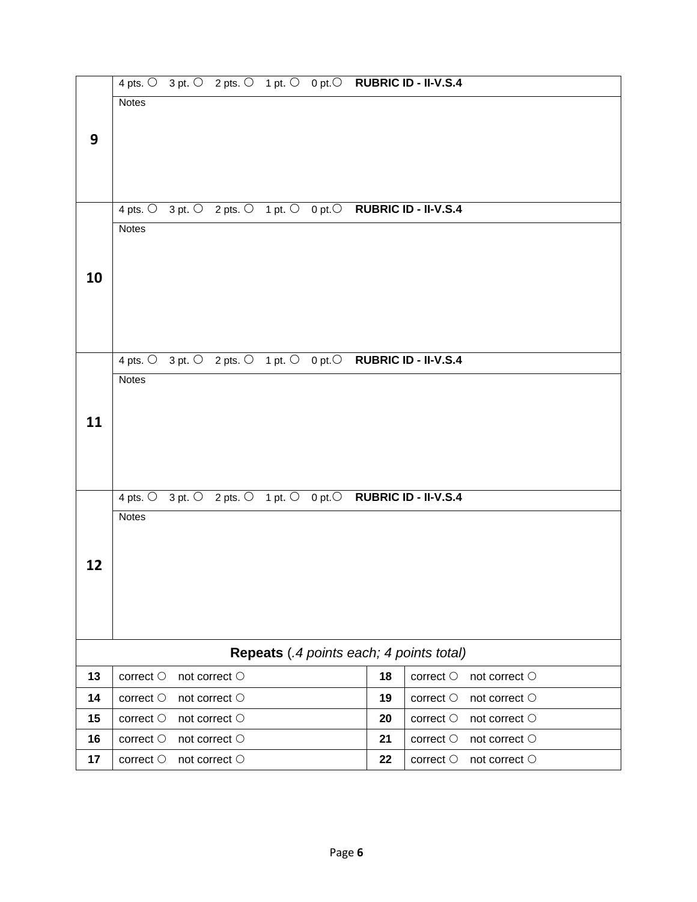| | |
|---|---|
| **9** | 4 pts. ○ 3 pt. ○ 2 pts. ○ 1 pt. ○ 0 pt.○ **RUBRIC ID - II-V.S.4** |
| | Notes |
| **10** | 4 pts. ○ 3 pt. ○ 2 pts. ○ 1 pt. ○ 0 pt.○ **RUBRIC ID - II-V.S.4** |
| | Notes |
| **11** | 4 pts. ○ 3 pt. ○ 2 pts. ○ 1 pt. ○ 0 pt.○ **RUBRIC ID - II-V.S.4** |
| | Notes |
| **12** | 4 pts. ○ 3 pt. ○ 2 pts. ○ 1 pt. ○ 0 pt.○ **RUBRIC ID - II-V.S.4** |
| | Notes |

**Repeats** (*.4 points each; 4 points total)*

| | | | |
|---|---|---|---|
| **13** | correct ○ not correct ○ | **18** | correct ○ not correct ○ |
| **14** | correct ○ not correct ○ | **19** | correct ○ not correct ○ |
| **15** | correct ○ not correct ○ | **20** | correct ○ not correct ○ |
| **16** | correct ○ not correct ○ | **21** | correct ○ not correct ○ |
| **17** | correct ○ not correct ○ | **22** | correct ○ not correct ○ |